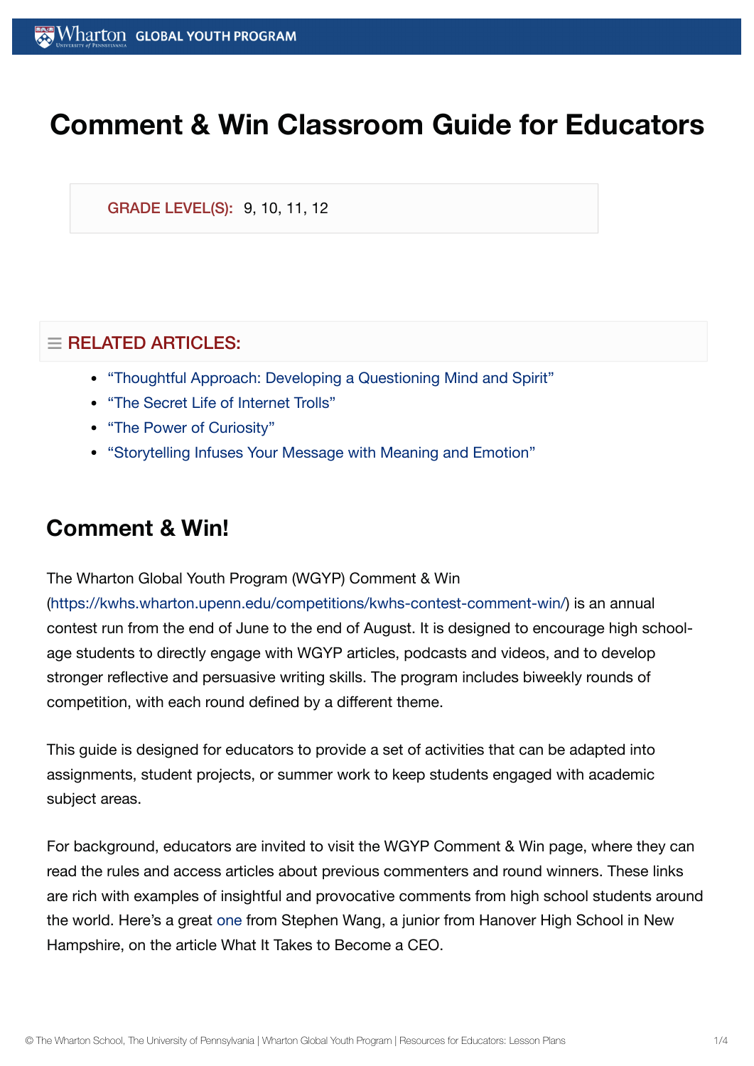# Comment & Win Classroom Guide for Educators

GRADE LEVEL(S): 9, 10, 11, 12

## RELATED ARTICLES:

- "Thoughtful Approach: Developing a Questioning Mind and Spirit"
- "The Secret Life of Internet Trolls"
- "The Power of Curiosity"
- "Storytelling Infuses Your Message with Meaning and Emotion"

## Comment & Win!

The Wharton Global Youth Program (WGYP) Comment & Win (https://kwhs.wharton.upenn.edu/competitions/kwhs-contest-comment-win/) is an annual contest run from the end of June to the end of August. It is designed to encourage high school-age students to directly engage with WGYP articles, podcasts and videos, and to develop stronger reflective and persuasive writing skills. The program includes biweekly rounds of competition, with each round defined by a different theme.

This guide is designed for educators to provide a set of activities that can be adapted into assignments, student projects, or summer work to keep students engaged with academic subject areas.

For background, educators are invited to visit the WGYP Comment & Win page, where they can read the rules and access articles about previous commenters and round winners. These links are rich with examples of insightful and provocative comments from high school students around the world. Here's a great one from Stephen Wang, a junior from Hanover High School in New Hampshire, on the article What It Takes to Become a CEO.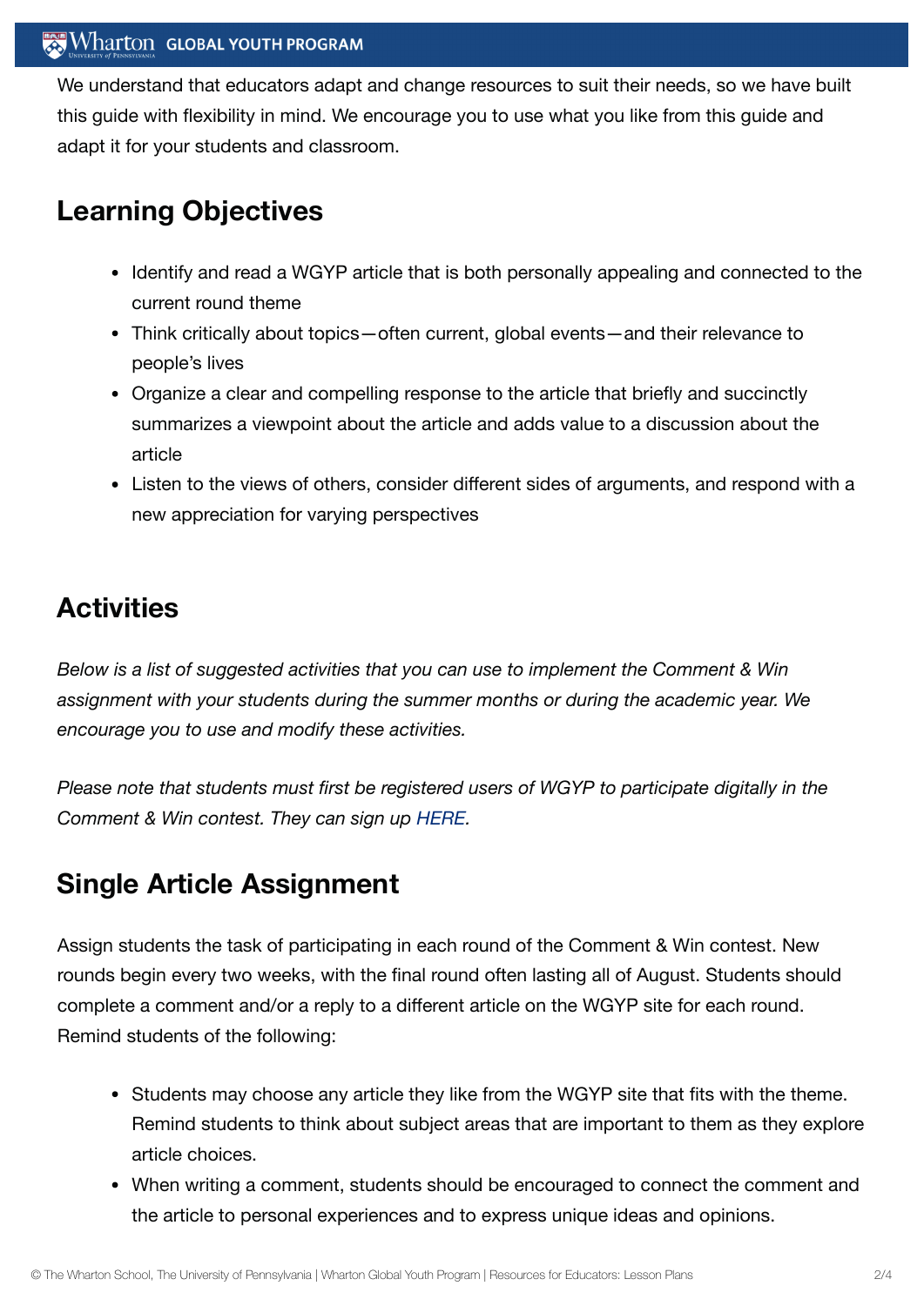We understand that educators adapt and change resources to suit their needs, so we have built this guide with flexibility in mind. We encourage you to use what you like from this guide and adapt it for your students and classroom.

## Learning Objectives

- Identify and read a WGYP article that is both personally appealing and connected to the current round theme
- Think critically about topics—often current, global events—and their relevance to people's lives
- Organize a clear and compelling response to the article that briefly and succinctly summarizes a viewpoint about the article and adds value to a discussion about the article
- Listen to the views of others, consider different sides of arguments, and respond with a new appreciation for varying perspectives

## Activities

*Below is a list of suggested activities that you can use to implement the Comment & Win assignment with your students during the summer months or during the academic year. We encourage you to use and modify these activities.*

*Please note that students must first be registered users of WGYP to participate digitally in the Comment & Win contest. They can sign up HERE.*

## Single Article Assignment

Assign students the task of participating in each round of the Comment & Win contest. New rounds begin every two weeks, with the final round often lasting all of August. Students should complete a comment and/or a reply to a different article on the WGYP site for each round. Remind students of the following:

- Students may choose any article they like from the WGYP site that fits with the theme. Remind students to think about subject areas that are important to them as they explore article choices.
- When writing a comment, students should be encouraged to connect the comment and the article to personal experiences and to express unique ideas and opinions.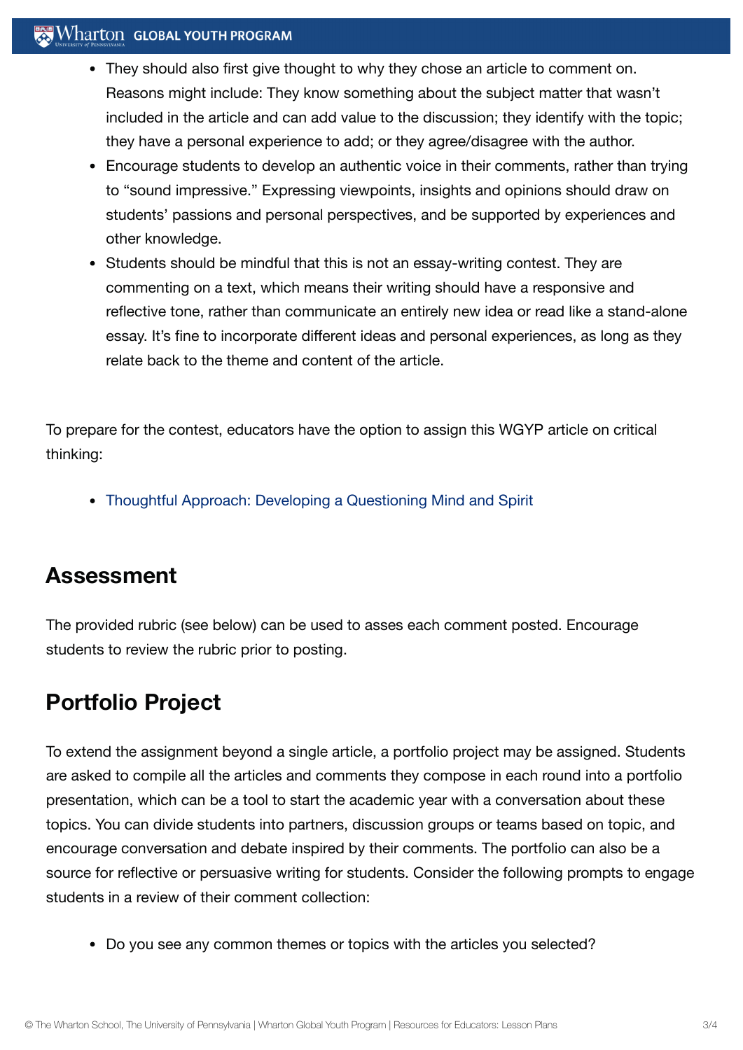- They should also first give thought to why they chose an article to comment on. Reasons might include: They know something about the subject matter that wasn't included in the article and can add value to the discussion; they identify with the topic; they have a personal experience to add; or they agree/disagree with the author.
- Encourage students to develop an authentic voice in their comments, rather than trying to "sound impressive." Expressing viewpoints, insights and opinions should draw on students' passions and personal perspectives, and be supported by experiences and other knowledge.
- Students should be mindful that this is not an essay-writing contest. They are commenting on a text, which means their writing should have a responsive and reflective tone, rather than communicate an entirely new idea or read like a stand-alone essay. It's fine to incorporate different ideas and personal experiences, as long as they relate back to the theme and content of the article.

To prepare for the contest, educators have the option to assign this WGYP article on critical thinking:

- Thoughtful Approach: Developing a Questioning Mind and Spirit

## Assessment

The provided rubric (see below) can be used to asses each comment posted. Encourage students to review the rubric prior to posting.

## Portfolio Project

To extend the assignment beyond a single article, a portfolio project may be assigned. Students are asked to compile all the articles and comments they compose in each round into a portfolio presentation, which can be a tool to start the academic year with a conversation about these topics. You can divide students into partners, discussion groups or teams based on topic, and encourage conversation and debate inspired by their comments. The portfolio can also be a source for reflective or persuasive writing for students. Consider the following prompts to engage students in a review of their comment collection:

- Do you see any common themes or topics with the articles you selected?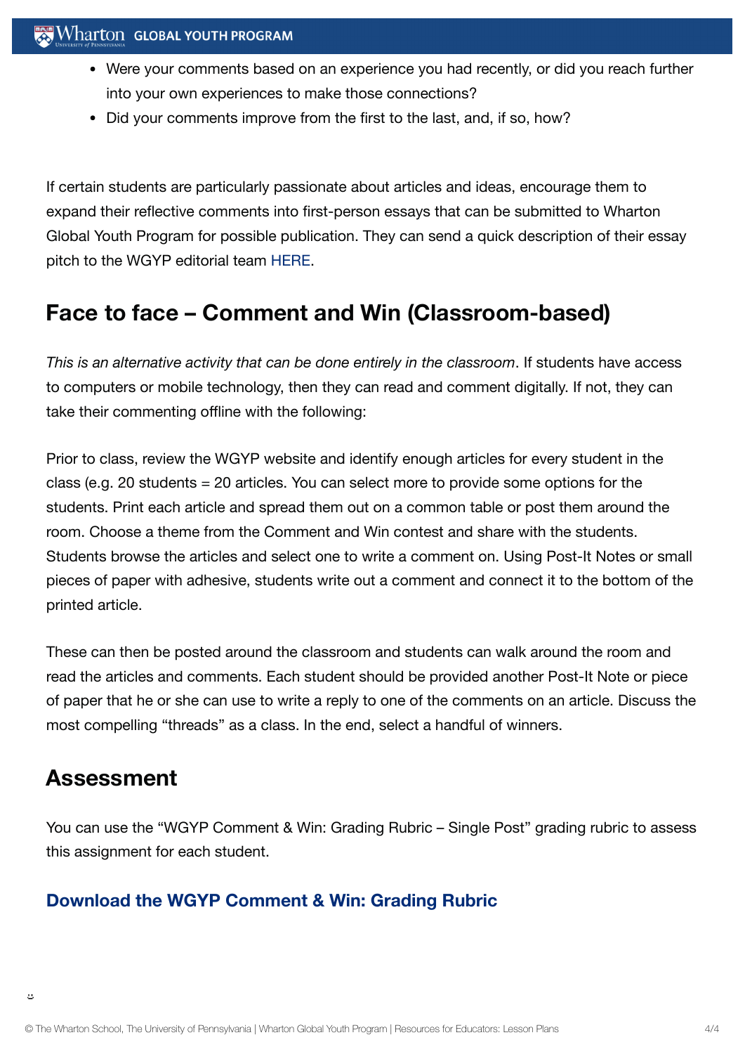- Were your comments based on an experience you had recently, or did you reach further into your own experiences to make those connections?
- Did your comments improve from the first to the last, and, if so, how?

If certain students are particularly passionate about articles and ideas, encourage them to expand their reflective comments into first-person essays that can be submitted to Wharton Global Youth Program for possible publication. They can send a quick description of their essay pitch to the WGYP editorial team HERE.

## Face to face – Comment and Win (Classroom-based)

*This is an alternative activity that can be done entirely in the classroom*. If students have access to computers or mobile technology, then they can read and comment digitally. If not, they can take their commenting offline with the following:

Prior to class, review the WGYP website and identify enough articles for every student in the class (e.g. 20 students = 20 articles. You can select more to provide some options for the students. Print each article and spread them out on a common table or post them around the room. Choose a theme from the Comment and Win contest and share with the students. Students browse the articles and select one to write a comment on. Using Post-It Notes or small pieces of paper with adhesive, students write out a comment and connect it to the bottom of the printed article.

These can then be posted around the classroom and students can walk around the room and read the articles and comments. Each student should be provided another Post-It Note or piece of paper that he or she can use to write a reply to one of the comments on an article. Discuss the most compelling "threads" as a class. In the end, select a handful of winners.

## Assessment

You can use the "WGYP Comment & Win: Grading Rubric – Single Post" grading rubric to assess this assignment for each student.

### Download the WGYP Comment & Win: Grading Rubric